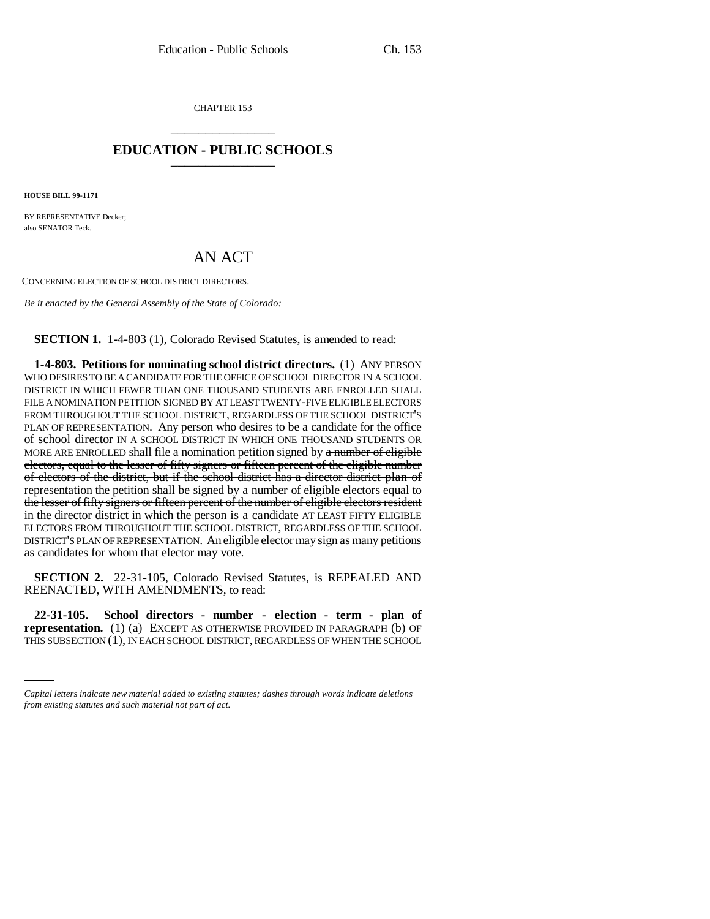CHAPTER 153

## EDUCATION - PUBLIC SCHOOLS

**HOUSE BILL 99-1171**

BY REPRESENTATIVE Decker;
also SENATOR Teck.

# AN ACT

CONCERNING ELECTION OF SCHOOL DISTRICT DIRECTORS.

*Be it enacted by the General Assembly of the State of Colorado:*

**SECTION 1.** 1-4-803 (1), Colorado Revised Statutes, is amended to read:

**1-4-803. Petitions for nominating school district directors.** (1) ANY PERSON WHO DESIRES TO BE A CANDIDATE FOR THE OFFICE OF SCHOOL DIRECTOR IN A SCHOOL DISTRICT IN WHICH FEWER THAN ONE THOUSAND STUDENTS ARE ENROLLED SHALL FILE A NOMINATION PETITION SIGNED BY AT LEAST TWENTY-FIVE ELIGIBLE ELECTORS FROM THROUGHOUT THE SCHOOL DISTRICT, REGARDLESS OF THE SCHOOL DISTRICT'S PLAN OF REPRESENTATION. Any person who desires to be a candidate for the office of school director IN A SCHOOL DISTRICT IN WHICH ONE THOUSAND STUDENTS OR MORE ARE ENROLLED shall file a nomination petition signed by ~~a number of eligible electors, equal to the lesser of fifty signers or fifteen percent of the eligible number of electors of the district, but if the school district has a director district plan of representation the petition shall be signed by a number of eligible electors equal to the lesser of fifty signers or fifteen percent of the number of eligible electors resident in the director district in which the person is a candidate~~ AT LEAST FIFTY ELIGIBLE ELECTORS FROM THROUGHOUT THE SCHOOL DISTRICT, REGARDLESS OF THE SCHOOL DISTRICT'S PLAN OF REPRESENTATION. An eligible elector may sign as many petitions as candidates for whom that elector may vote.

**SECTION 2.** 22-31-105, Colorado Revised Statutes, is REPEALED AND REENACTED, WITH AMENDMENTS, to read:

**22-31-105. School directors - number - election - term - plan of representation.** (1) (a) EXCEPT AS OTHERWISE PROVIDED IN PARAGRAPH (b) OF THIS SUBSECTION (1), IN EACH SCHOOL DISTRICT, REGARDLESS OF WHEN THE SCHOOL

*Capital letters indicate new material added to existing statutes; dashes through words indicate deletions from existing statutes and such material not part of act.*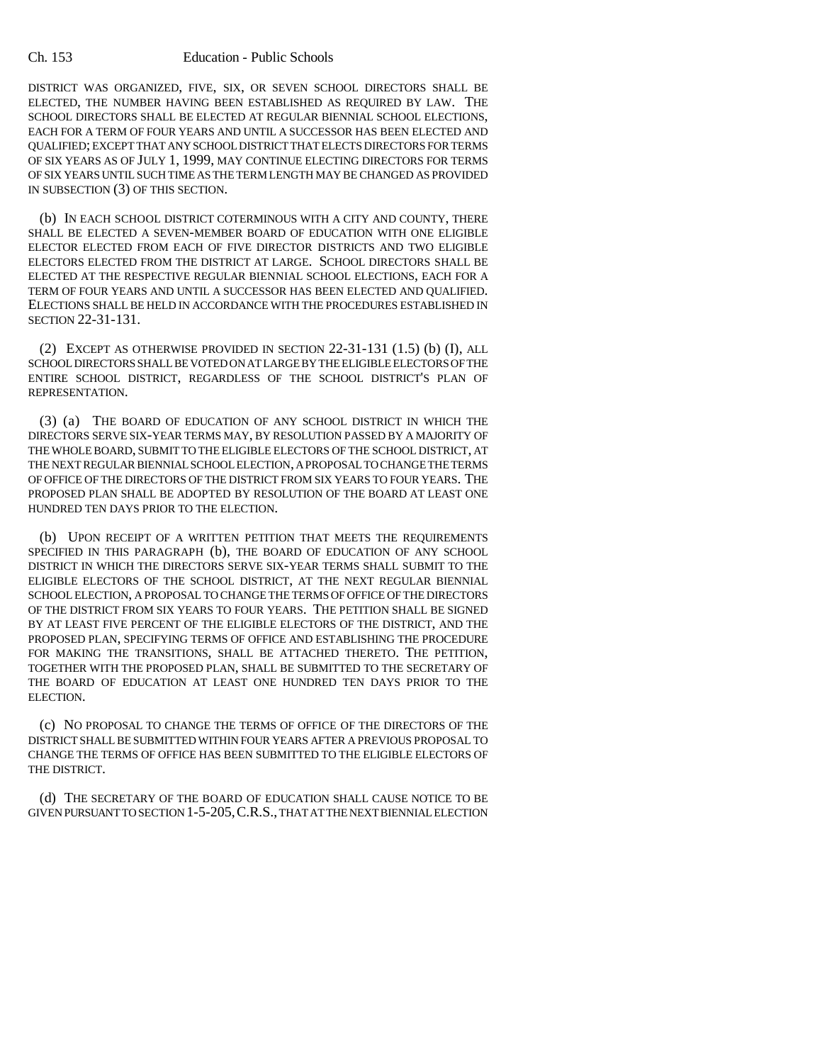DISTRICT WAS ORGANIZED, FIVE, SIX, OR SEVEN SCHOOL DIRECTORS SHALL BE ELECTED, THE NUMBER HAVING BEEN ESTABLISHED AS REQUIRED BY LAW. THE SCHOOL DIRECTORS SHALL BE ELECTED AT REGULAR BIENNIAL SCHOOL ELECTIONS, EACH FOR A TERM OF FOUR YEARS AND UNTIL A SUCCESSOR HAS BEEN ELECTED AND QUALIFIED; EXCEPT THAT ANY SCHOOL DISTRICT THAT ELECTS DIRECTORS FOR TERMS OF SIX YEARS AS OF JULY 1, 1999, MAY CONTINUE ELECTING DIRECTORS FOR TERMS OF SIX YEARS UNTIL SUCH TIME AS THE TERM LENGTH MAY BE CHANGED AS PROVIDED IN SUBSECTION (3) OF THIS SECTION.

(b) IN EACH SCHOOL DISTRICT COTERMINOUS WITH A CITY AND COUNTY, THERE SHALL BE ELECTED A SEVEN-MEMBER BOARD OF EDUCATION WITH ONE ELIGIBLE ELECTOR ELECTED FROM EACH OF FIVE DIRECTOR DISTRICTS AND TWO ELIGIBLE ELECTORS ELECTED FROM THE DISTRICT AT LARGE. SCHOOL DIRECTORS SHALL BE ELECTED AT THE RESPECTIVE REGULAR BIENNIAL SCHOOL ELECTIONS, EACH FOR A TERM OF FOUR YEARS AND UNTIL A SUCCESSOR HAS BEEN ELECTED AND QUALIFIED. ELECTIONS SHALL BE HELD IN ACCORDANCE WITH THE PROCEDURES ESTABLISHED IN SECTION 22-31-131.

(2) EXCEPT AS OTHERWISE PROVIDED IN SECTION 22-31-131 (1.5) (b) (I), ALL SCHOOL DIRECTORS SHALL BE VOTED ON AT LARGE BY THE ELIGIBLE ELECTORS OF THE ENTIRE SCHOOL DISTRICT, REGARDLESS OF THE SCHOOL DISTRICT'S PLAN OF REPRESENTATION.

(3) (a) THE BOARD OF EDUCATION OF ANY SCHOOL DISTRICT IN WHICH THE DIRECTORS SERVE SIX-YEAR TERMS MAY, BY RESOLUTION PASSED BY A MAJORITY OF THE WHOLE BOARD, SUBMIT TO THE ELIGIBLE ELECTORS OF THE SCHOOL DISTRICT, AT THE NEXT REGULAR BIENNIAL SCHOOL ELECTION, A PROPOSAL TO CHANGE THE TERMS OF OFFICE OF THE DIRECTORS OF THE DISTRICT FROM SIX YEARS TO FOUR YEARS. THE PROPOSED PLAN SHALL BE ADOPTED BY RESOLUTION OF THE BOARD AT LEAST ONE HUNDRED TEN DAYS PRIOR TO THE ELECTION.

(b) UPON RECEIPT OF A WRITTEN PETITION THAT MEETS THE REQUIREMENTS SPECIFIED IN THIS PARAGRAPH (b), THE BOARD OF EDUCATION OF ANY SCHOOL DISTRICT IN WHICH THE DIRECTORS SERVE SIX-YEAR TERMS SHALL SUBMIT TO THE ELIGIBLE ELECTORS OF THE SCHOOL DISTRICT, AT THE NEXT REGULAR BIENNIAL SCHOOL ELECTION, A PROPOSAL TO CHANGE THE TERMS OF OFFICE OF THE DIRECTORS OF THE DISTRICT FROM SIX YEARS TO FOUR YEARS. THE PETITION SHALL BE SIGNED BY AT LEAST FIVE PERCENT OF THE ELIGIBLE ELECTORS OF THE DISTRICT, AND THE PROPOSED PLAN, SPECIFYING TERMS OF OFFICE AND ESTABLISHING THE PROCEDURE FOR MAKING THE TRANSITIONS, SHALL BE ATTACHED THERETO. THE PETITION, TOGETHER WITH THE PROPOSED PLAN, SHALL BE SUBMITTED TO THE SECRETARY OF THE BOARD OF EDUCATION AT LEAST ONE HUNDRED TEN DAYS PRIOR TO THE ELECTION.

(c) NO PROPOSAL TO CHANGE THE TERMS OF OFFICE OF THE DIRECTORS OF THE DISTRICT SHALL BE SUBMITTED WITHIN FOUR YEARS AFTER A PREVIOUS PROPOSAL TO CHANGE THE TERMS OF OFFICE HAS BEEN SUBMITTED TO THE ELIGIBLE ELECTORS OF THE DISTRICT.

(d) THE SECRETARY OF THE BOARD OF EDUCATION SHALL CAUSE NOTICE TO BE GIVEN PURSUANT TO SECTION 1-5-205, C.R.S., THAT AT THE NEXT BIENNIAL ELECTION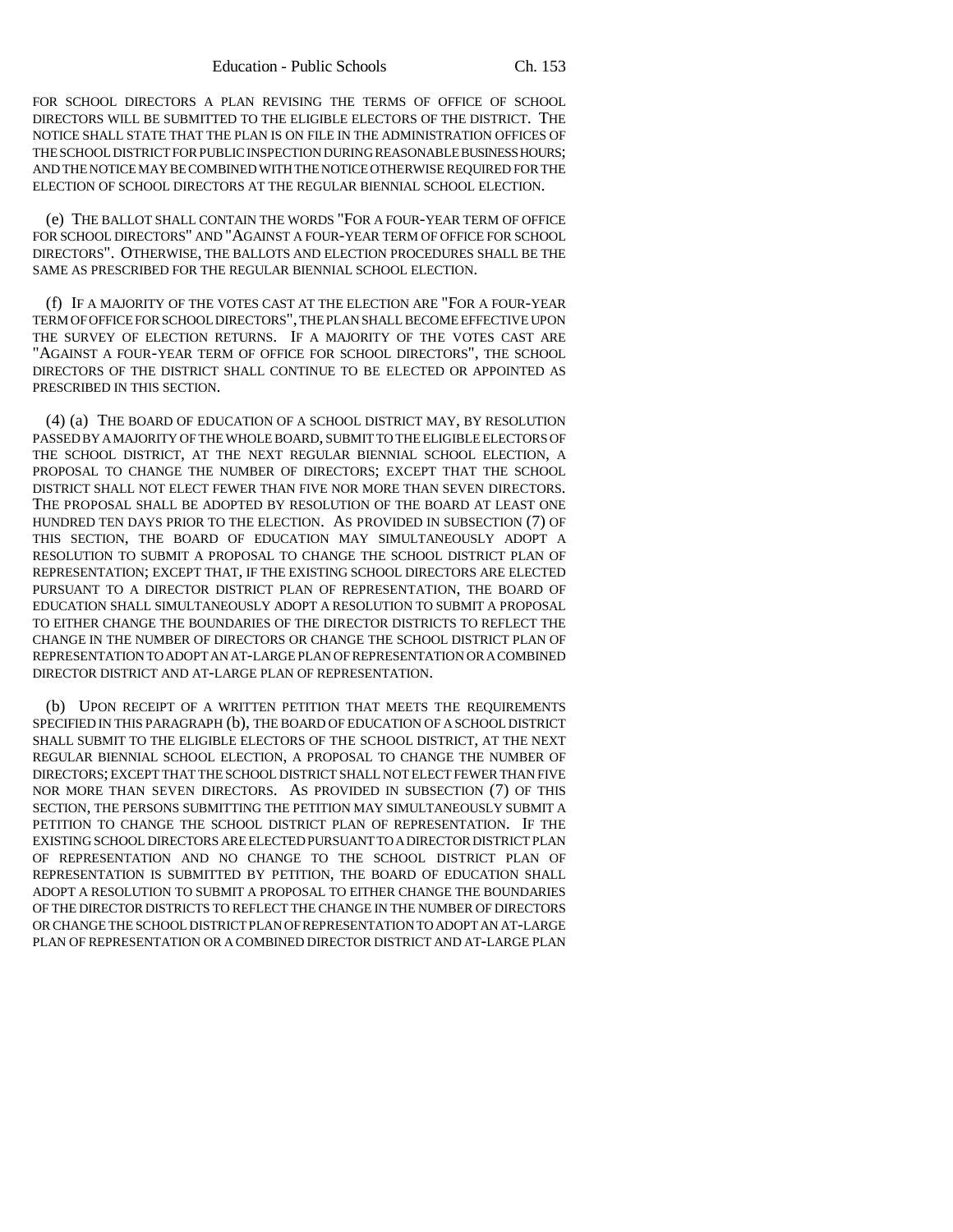FOR SCHOOL DIRECTORS A PLAN REVISING THE TERMS OF OFFICE OF SCHOOL DIRECTORS WILL BE SUBMITTED TO THE ELIGIBLE ELECTORS OF THE DISTRICT. THE NOTICE SHALL STATE THAT THE PLAN IS ON FILE IN THE ADMINISTRATION OFFICES OF THE SCHOOL DISTRICT FOR PUBLIC INSPECTION DURING REASONABLE BUSINESS HOURS; AND THE NOTICE MAY BE COMBINED WITH THE NOTICE OTHERWISE REQUIRED FOR THE ELECTION OF SCHOOL DIRECTORS AT THE REGULAR BIENNIAL SCHOOL ELECTION.

(e) THE BALLOT SHALL CONTAIN THE WORDS "FOR A FOUR-YEAR TERM OF OFFICE FOR SCHOOL DIRECTORS" AND "AGAINST A FOUR-YEAR TERM OF OFFICE FOR SCHOOL DIRECTORS". OTHERWISE, THE BALLOTS AND ELECTION PROCEDURES SHALL BE THE SAME AS PRESCRIBED FOR THE REGULAR BIENNIAL SCHOOL ELECTION.

(f) IF A MAJORITY OF THE VOTES CAST AT THE ELECTION ARE "FOR A FOUR-YEAR TERM OF OFFICE FOR SCHOOL DIRECTORS", THE PLAN SHALL BECOME EFFECTIVE UPON THE SURVEY OF ELECTION RETURNS. IF A MAJORITY OF THE VOTES CAST ARE "AGAINST A FOUR-YEAR TERM OF OFFICE FOR SCHOOL DIRECTORS", THE SCHOOL DIRECTORS OF THE DISTRICT SHALL CONTINUE TO BE ELECTED OR APPOINTED AS PRESCRIBED IN THIS SECTION.

(4) (a) THE BOARD OF EDUCATION OF A SCHOOL DISTRICT MAY, BY RESOLUTION PASSED BY A MAJORITY OF THE WHOLE BOARD, SUBMIT TO THE ELIGIBLE ELECTORS OF THE SCHOOL DISTRICT, AT THE NEXT REGULAR BIENNIAL SCHOOL ELECTION, A PROPOSAL TO CHANGE THE NUMBER OF DIRECTORS; EXCEPT THAT THE SCHOOL DISTRICT SHALL NOT ELECT FEWER THAN FIVE NOR MORE THAN SEVEN DIRECTORS. THE PROPOSAL SHALL BE ADOPTED BY RESOLUTION OF THE BOARD AT LEAST ONE HUNDRED TEN DAYS PRIOR TO THE ELECTION. AS PROVIDED IN SUBSECTION (7) OF THIS SECTION, THE BOARD OF EDUCATION MAY SIMULTANEOUSLY ADOPT A RESOLUTION TO SUBMIT A PROPOSAL TO CHANGE THE SCHOOL DISTRICT PLAN OF REPRESENTATION; EXCEPT THAT, IF THE EXISTING SCHOOL DIRECTORS ARE ELECTED PURSUANT TO A DIRECTOR DISTRICT PLAN OF REPRESENTATION, THE BOARD OF EDUCATION SHALL SIMULTANEOUSLY ADOPT A RESOLUTION TO SUBMIT A PROPOSAL TO EITHER CHANGE THE BOUNDARIES OF THE DIRECTOR DISTRICTS TO REFLECT THE CHANGE IN THE NUMBER OF DIRECTORS OR CHANGE THE SCHOOL DISTRICT PLAN OF REPRESENTATION TO ADOPT AN AT-LARGE PLAN OF REPRESENTATION OR A COMBINED DIRECTOR DISTRICT AND AT-LARGE PLAN OF REPRESENTATION.

(b) UPON RECEIPT OF A WRITTEN PETITION THAT MEETS THE REQUIREMENTS SPECIFIED IN THIS PARAGRAPH (b), THE BOARD OF EDUCATION OF A SCHOOL DISTRICT SHALL SUBMIT TO THE ELIGIBLE ELECTORS OF THE SCHOOL DISTRICT, AT THE NEXT REGULAR BIENNIAL SCHOOL ELECTION, A PROPOSAL TO CHANGE THE NUMBER OF DIRECTORS; EXCEPT THAT THE SCHOOL DISTRICT SHALL NOT ELECT FEWER THAN FIVE NOR MORE THAN SEVEN DIRECTORS. AS PROVIDED IN SUBSECTION (7) OF THIS SECTION, THE PERSONS SUBMITTING THE PETITION MAY SIMULTANEOUSLY SUBMIT A PETITION TO CHANGE THE SCHOOL DISTRICT PLAN OF REPRESENTATION. IF THE EXISTING SCHOOL DIRECTORS ARE ELECTED PURSUANT TO A DIRECTOR DISTRICT PLAN OF REPRESENTATION AND NO CHANGE TO THE SCHOOL DISTRICT PLAN OF REPRESENTATION IS SUBMITTED BY PETITION, THE BOARD OF EDUCATION SHALL ADOPT A RESOLUTION TO SUBMIT A PROPOSAL TO EITHER CHANGE THE BOUNDARIES OF THE DIRECTOR DISTRICTS TO REFLECT THE CHANGE IN THE NUMBER OF DIRECTORS OR CHANGE THE SCHOOL DISTRICT PLAN OF REPRESENTATION TO ADOPT AN AT-LARGE PLAN OF REPRESENTATION OR A COMBINED DIRECTOR DISTRICT AND AT-LARGE PLAN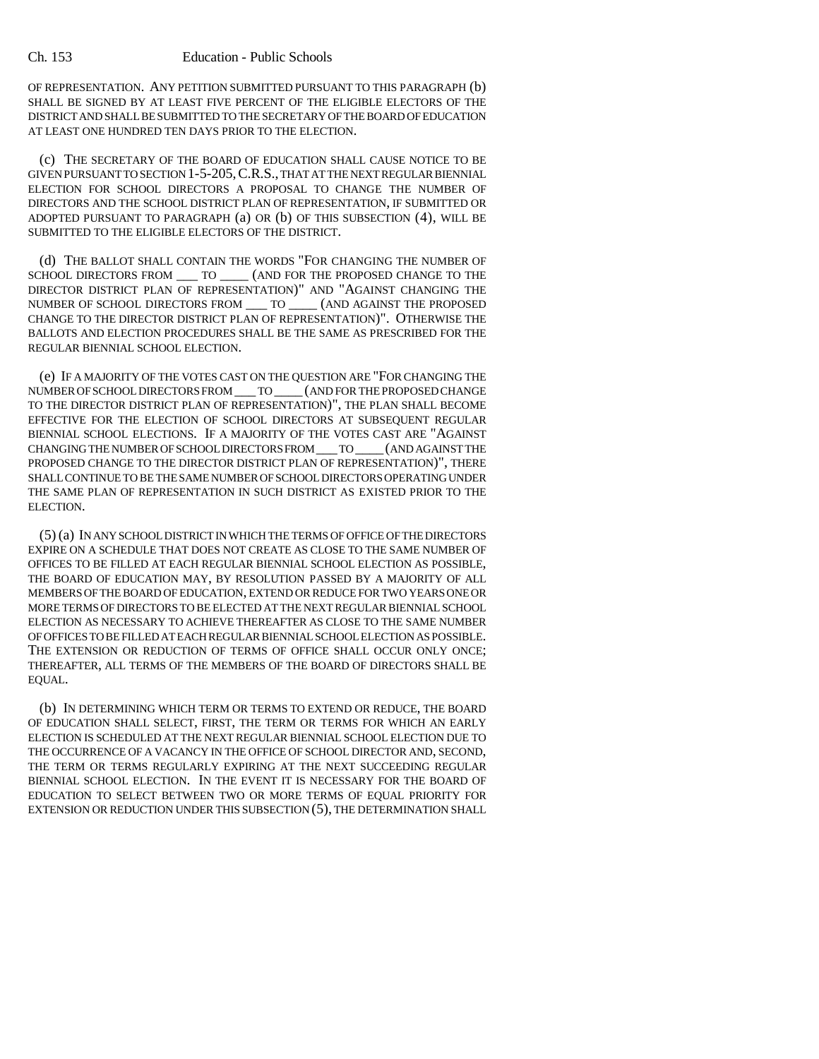OF REPRESENTATION. ANY PETITION SUBMITTED PURSUANT TO THIS PARAGRAPH (b) SHALL BE SIGNED BY AT LEAST FIVE PERCENT OF THE ELIGIBLE ELECTORS OF THE DISTRICT AND SHALL BE SUBMITTED TO THE SECRETARY OF THE BOARD OF EDUCATION AT LEAST ONE HUNDRED TEN DAYS PRIOR TO THE ELECTION.

(c) THE SECRETARY OF THE BOARD OF EDUCATION SHALL CAUSE NOTICE TO BE GIVEN PURSUANT TO SECTION 1-5-205, C.R.S., THAT AT THE NEXT REGULAR BIENNIAL ELECTION FOR SCHOOL DIRECTORS A PROPOSAL TO CHANGE THE NUMBER OF DIRECTORS AND THE SCHOOL DISTRICT PLAN OF REPRESENTATION, IF SUBMITTED OR ADOPTED PURSUANT TO PARAGRAPH (a) OR (b) OF THIS SUBSECTION (4), WILL BE SUBMITTED TO THE ELIGIBLE ELECTORS OF THE DISTRICT.

(d) THE BALLOT SHALL CONTAIN THE WORDS "FOR CHANGING THE NUMBER OF SCHOOL DIRECTORS FROM ___ TO ____ (AND FOR THE PROPOSED CHANGE TO THE DIRECTOR DISTRICT PLAN OF REPRESENTATION)" AND "AGAINST CHANGING THE NUMBER OF SCHOOL DIRECTORS FROM ___ TO ____ (AND AGAINST THE PROPOSED CHANGE TO THE DIRECTOR DISTRICT PLAN OF REPRESENTATION)". OTHERWISE THE BALLOTS AND ELECTION PROCEDURES SHALL BE THE SAME AS PRESCRIBED FOR THE REGULAR BIENNIAL SCHOOL ELECTION.

(e) IF A MAJORITY OF THE VOTES CAST ON THE QUESTION ARE "FOR CHANGING THE NUMBER OF SCHOOL DIRECTORS FROM ___ TO ____ (AND FOR THE PROPOSED CHANGE TO THE DIRECTOR DISTRICT PLAN OF REPRESENTATION)", THE PLAN SHALL BECOME EFFECTIVE FOR THE ELECTION OF SCHOOL DIRECTORS AT SUBSEQUENT REGULAR BIENNIAL SCHOOL ELECTIONS. IF A MAJORITY OF THE VOTES CAST ARE "AGAINST CHANGING THE NUMBER OF SCHOOL DIRECTORS FROM ___ TO ____ (AND AGAINST THE PROPOSED CHANGE TO THE DIRECTOR DISTRICT PLAN OF REPRESENTATION)", THERE SHALL CONTINUE TO BE THE SAME NUMBER OF SCHOOL DIRECTORS OPERATING UNDER THE SAME PLAN OF REPRESENTATION IN SUCH DISTRICT AS EXISTED PRIOR TO THE ELECTION.

(5) (a) IN ANY SCHOOL DISTRICT IN WHICH THE TERMS OF OFFICE OF THE DIRECTORS EXPIRE ON A SCHEDULE THAT DOES NOT CREATE AS CLOSE TO THE SAME NUMBER OF OFFICES TO BE FILLED AT EACH REGULAR BIENNIAL SCHOOL ELECTION AS POSSIBLE, THE BOARD OF EDUCATION MAY, BY RESOLUTION PASSED BY A MAJORITY OF ALL MEMBERS OF THE BOARD OF EDUCATION, EXTEND OR REDUCE FOR TWO YEARS ONE OR MORE TERMS OF DIRECTORS TO BE ELECTED AT THE NEXT REGULAR BIENNIAL SCHOOL ELECTION AS NECESSARY TO ACHIEVE THEREAFTER AS CLOSE TO THE SAME NUMBER OF OFFICES TO BE FILLED AT EACH REGULAR BIENNIAL SCHOOL ELECTION AS POSSIBLE. THE EXTENSION OR REDUCTION OF TERMS OF OFFICE SHALL OCCUR ONLY ONCE; THEREAFTER, ALL TERMS OF THE MEMBERS OF THE BOARD OF DIRECTORS SHALL BE EQUAL.

(b) IN DETERMINING WHICH TERM OR TERMS TO EXTEND OR REDUCE, THE BOARD OF EDUCATION SHALL SELECT, FIRST, THE TERM OR TERMS FOR WHICH AN EARLY ELECTION IS SCHEDULED AT THE NEXT REGULAR BIENNIAL SCHOOL ELECTION DUE TO THE OCCURRENCE OF A VACANCY IN THE OFFICE OF SCHOOL DIRECTOR AND, SECOND, THE TERM OR TERMS REGULARLY EXPIRING AT THE NEXT SUCCEEDING REGULAR BIENNIAL SCHOOL ELECTION. IN THE EVENT IT IS NECESSARY FOR THE BOARD OF EDUCATION TO SELECT BETWEEN TWO OR MORE TERMS OF EQUAL PRIORITY FOR EXTENSION OR REDUCTION UNDER THIS SUBSECTION (5), THE DETERMINATION SHALL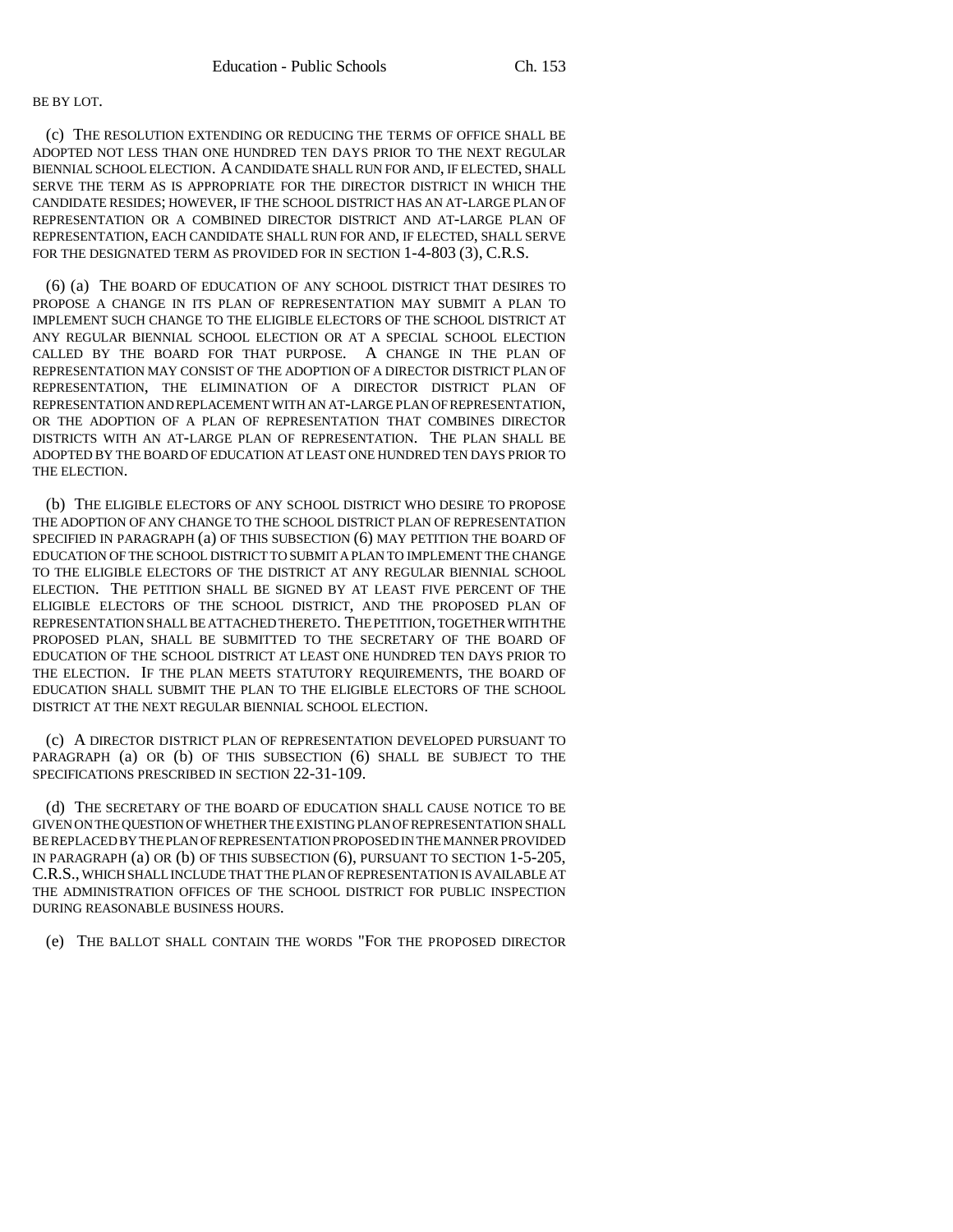BE BY LOT.

(c) THE RESOLUTION EXTENDING OR REDUCING THE TERMS OF OFFICE SHALL BE ADOPTED NOT LESS THAN ONE HUNDRED TEN DAYS PRIOR TO THE NEXT REGULAR BIENNIAL SCHOOL ELECTION. A CANDIDATE SHALL RUN FOR AND, IF ELECTED, SHALL SERVE THE TERM AS IS APPROPRIATE FOR THE DIRECTOR DISTRICT IN WHICH THE CANDIDATE RESIDES; HOWEVER, IF THE SCHOOL DISTRICT HAS AN AT-LARGE PLAN OF REPRESENTATION OR A COMBINED DIRECTOR DISTRICT AND AT-LARGE PLAN OF REPRESENTATION, EACH CANDIDATE SHALL RUN FOR AND, IF ELECTED, SHALL SERVE FOR THE DESIGNATED TERM AS PROVIDED FOR IN SECTION 1-4-803 (3), C.R.S.

(6) (a) THE BOARD OF EDUCATION OF ANY SCHOOL DISTRICT THAT DESIRES TO PROPOSE A CHANGE IN ITS PLAN OF REPRESENTATION MAY SUBMIT A PLAN TO IMPLEMENT SUCH CHANGE TO THE ELIGIBLE ELECTORS OF THE SCHOOL DISTRICT AT ANY REGULAR BIENNIAL SCHOOL ELECTION OR AT A SPECIAL SCHOOL ELECTION CALLED BY THE BOARD FOR THAT PURPOSE. A CHANGE IN THE PLAN OF REPRESENTATION MAY CONSIST OF THE ADOPTION OF A DIRECTOR DISTRICT PLAN OF REPRESENTATION, THE ELIMINATION OF A DIRECTOR DISTRICT PLAN OF REPRESENTATION AND REPLACEMENT WITH AN AT-LARGE PLAN OF REPRESENTATION, OR THE ADOPTION OF A PLAN OF REPRESENTATION THAT COMBINES DIRECTOR DISTRICTS WITH AN AT-LARGE PLAN OF REPRESENTATION. THE PLAN SHALL BE ADOPTED BY THE BOARD OF EDUCATION AT LEAST ONE HUNDRED TEN DAYS PRIOR TO THE ELECTION.

(b) THE ELIGIBLE ELECTORS OF ANY SCHOOL DISTRICT WHO DESIRE TO PROPOSE THE ADOPTION OF ANY CHANGE TO THE SCHOOL DISTRICT PLAN OF REPRESENTATION SPECIFIED IN PARAGRAPH (a) OF THIS SUBSECTION (6) MAY PETITION THE BOARD OF EDUCATION OF THE SCHOOL DISTRICT TO SUBMIT A PLAN TO IMPLEMENT THE CHANGE TO THE ELIGIBLE ELECTORS OF THE DISTRICT AT ANY REGULAR BIENNIAL SCHOOL ELECTION. THE PETITION SHALL BE SIGNED BY AT LEAST FIVE PERCENT OF THE ELIGIBLE ELECTORS OF THE SCHOOL DISTRICT, AND THE PROPOSED PLAN OF REPRESENTATION SHALL BE ATTACHED THERETO. THE PETITION, TOGETHER WITH THE PROPOSED PLAN, SHALL BE SUBMITTED TO THE SECRETARY OF THE BOARD OF EDUCATION OF THE SCHOOL DISTRICT AT LEAST ONE HUNDRED TEN DAYS PRIOR TO THE ELECTION. IF THE PLAN MEETS STATUTORY REQUIREMENTS, THE BOARD OF EDUCATION SHALL SUBMIT THE PLAN TO THE ELIGIBLE ELECTORS OF THE SCHOOL DISTRICT AT THE NEXT REGULAR BIENNIAL SCHOOL ELECTION.

(c) A DIRECTOR DISTRICT PLAN OF REPRESENTATION DEVELOPED PURSUANT TO PARAGRAPH (a) OR (b) OF THIS SUBSECTION (6) SHALL BE SUBJECT TO THE SPECIFICATIONS PRESCRIBED IN SECTION 22-31-109.

(d) THE SECRETARY OF THE BOARD OF EDUCATION SHALL CAUSE NOTICE TO BE GIVEN ON THE QUESTION OF WHETHER THE EXISTING PLAN OF REPRESENTATION SHALL BE REPLACED BY THE PLAN OF REPRESENTATION PROPOSED IN THE MANNER PROVIDED IN PARAGRAPH (a) OR (b) OF THIS SUBSECTION (6), PURSUANT TO SECTION 1-5-205, C.R.S., WHICH SHALL INCLUDE THAT THE PLAN OF REPRESENTATION IS AVAILABLE AT THE ADMINISTRATION OFFICES OF THE SCHOOL DISTRICT FOR PUBLIC INSPECTION DURING REASONABLE BUSINESS HOURS.

(e) THE BALLOT SHALL CONTAIN THE WORDS "FOR THE PROPOSED DIRECTOR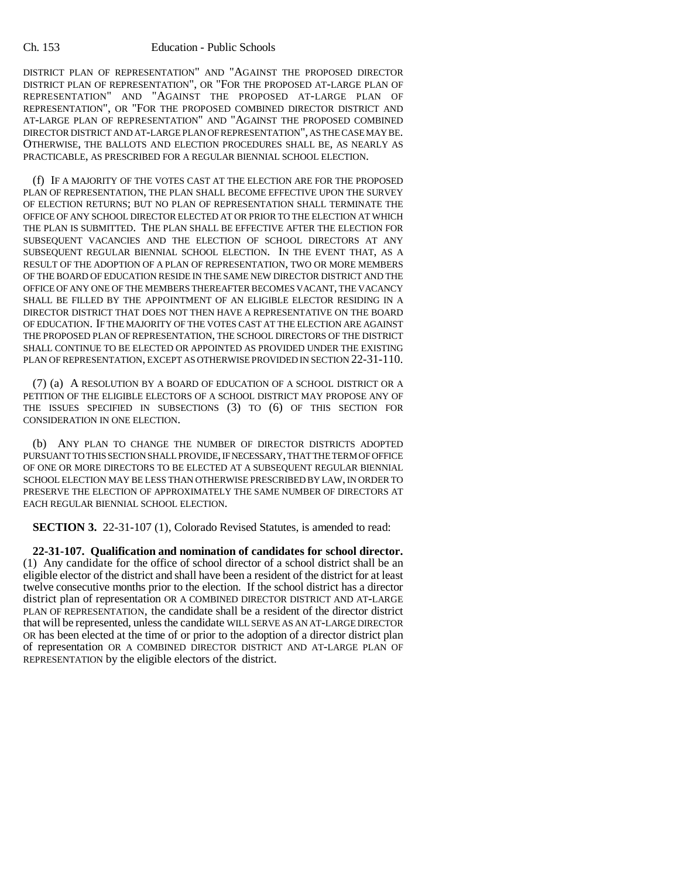DISTRICT PLAN OF REPRESENTATION" AND "AGAINST THE PROPOSED DIRECTOR DISTRICT PLAN OF REPRESENTATION", OR "FOR THE PROPOSED AT-LARGE PLAN OF REPRESENTATION" AND "AGAINST THE PROPOSED AT-LARGE PLAN OF REPRESENTATION", OR "FOR THE PROPOSED COMBINED DIRECTOR DISTRICT AND AT-LARGE PLAN OF REPRESENTATION" AND "AGAINST THE PROPOSED COMBINED DIRECTOR DISTRICT AND AT-LARGE PLAN OF REPRESENTATION", AS THE CASE MAY BE. OTHERWISE, THE BALLOTS AND ELECTION PROCEDURES SHALL BE, AS NEARLY AS PRACTICABLE, AS PRESCRIBED FOR A REGULAR BIENNIAL SCHOOL ELECTION.

(f) IF A MAJORITY OF THE VOTES CAST AT THE ELECTION ARE FOR THE PROPOSED PLAN OF REPRESENTATION, THE PLAN SHALL BECOME EFFECTIVE UPON THE SURVEY OF ELECTION RETURNS; BUT NO PLAN OF REPRESENTATION SHALL TERMINATE THE OFFICE OF ANY SCHOOL DIRECTOR ELECTED AT OR PRIOR TO THE ELECTION AT WHICH THE PLAN IS SUBMITTED. THE PLAN SHALL BE EFFECTIVE AFTER THE ELECTION FOR SUBSEQUENT VACANCIES AND THE ELECTION OF SCHOOL DIRECTORS AT ANY SUBSEQUENT REGULAR BIENNIAL SCHOOL ELECTION. IN THE EVENT THAT, AS A RESULT OF THE ADOPTION OF A PLAN OF REPRESENTATION, TWO OR MORE MEMBERS OF THE BOARD OF EDUCATION RESIDE IN THE SAME NEW DIRECTOR DISTRICT AND THE OFFICE OF ANY ONE OF THE MEMBERS THEREAFTER BECOMES VACANT, THE VACANCY SHALL BE FILLED BY THE APPOINTMENT OF AN ELIGIBLE ELECTOR RESIDING IN A DIRECTOR DISTRICT THAT DOES NOT THEN HAVE A REPRESENTATIVE ON THE BOARD OF EDUCATION. IF THE MAJORITY OF THE VOTES CAST AT THE ELECTION ARE AGAINST THE PROPOSED PLAN OF REPRESENTATION, THE SCHOOL DIRECTORS OF THE DISTRICT SHALL CONTINUE TO BE ELECTED OR APPOINTED AS PROVIDED UNDER THE EXISTING PLAN OF REPRESENTATION, EXCEPT AS OTHERWISE PROVIDED IN SECTION 22-31-110.

(7) (a) A RESOLUTION BY A BOARD OF EDUCATION OF A SCHOOL DISTRICT OR A PETITION OF THE ELIGIBLE ELECTORS OF A SCHOOL DISTRICT MAY PROPOSE ANY OF THE ISSUES SPECIFIED IN SUBSECTIONS (3) TO (6) OF THIS SECTION FOR CONSIDERATION IN ONE ELECTION.

(b) ANY PLAN TO CHANGE THE NUMBER OF DIRECTOR DISTRICTS ADOPTED PURSUANT TO THIS SECTION SHALL PROVIDE, IF NECESSARY, THAT THE TERM OF OFFICE OF ONE OR MORE DIRECTORS TO BE ELECTED AT A SUBSEQUENT REGULAR BIENNIAL SCHOOL ELECTION MAY BE LESS THAN OTHERWISE PRESCRIBED BY LAW, IN ORDER TO PRESERVE THE ELECTION OF APPROXIMATELY THE SAME NUMBER OF DIRECTORS AT EACH REGULAR BIENNIAL SCHOOL ELECTION.

**SECTION 3.** 22-31-107 (1), Colorado Revised Statutes, is amended to read:

**22-31-107. Qualification and nomination of candidates for school director.** (1) Any candidate for the office of school director of a school district shall be an eligible elector of the district and shall have been a resident of the district for at least twelve consecutive months prior to the election. If the school district has a director district plan of representation OR A COMBINED DIRECTOR DISTRICT AND AT-LARGE PLAN OF REPRESENTATION, the candidate shall be a resident of the director district that will be represented, unless the candidate WILL SERVE AS AN AT-LARGE DIRECTOR OR has been elected at the time of or prior to the adoption of a director district plan of representation OR A COMBINED DIRECTOR DISTRICT AND AT-LARGE PLAN OF REPRESENTATION by the eligible electors of the district.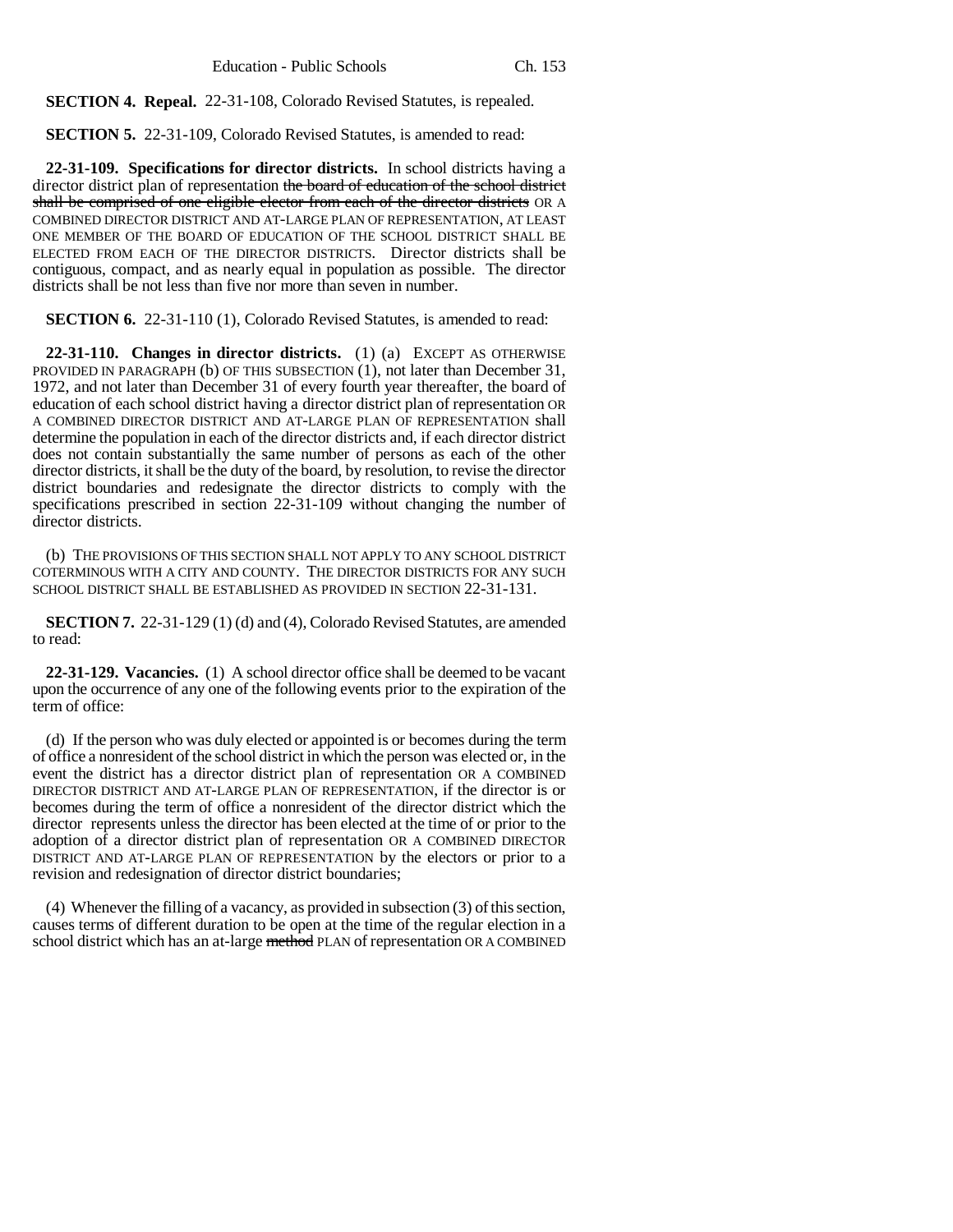**SECTION 4. Repeal.** 22-31-108, Colorado Revised Statutes, is repealed.

**SECTION 5.** 22-31-109, Colorado Revised Statutes, is amended to read:

**22-31-109. Specifications for director districts.** In school districts having a director district plan of representation ~~the board of education of the school district shall be comprised of one eligible elector from each of the director districts~~ OR A COMBINED DIRECTOR DISTRICT AND AT-LARGE PLAN OF REPRESENTATION, AT LEAST ONE MEMBER OF THE BOARD OF EDUCATION OF THE SCHOOL DISTRICT SHALL BE ELECTED FROM EACH OF THE DIRECTOR DISTRICTS. Director districts shall be contiguous, compact, and as nearly equal in population as possible. The director districts shall be not less than five nor more than seven in number.

**SECTION 6.** 22-31-110 (1), Colorado Revised Statutes, is amended to read:

**22-31-110. Changes in director districts.** (1) (a) EXCEPT AS OTHERWISE PROVIDED IN PARAGRAPH (b) OF THIS SUBSECTION (1), not later than December 31, 1972, and not later than December 31 of every fourth year thereafter, the board of education of each school district having a director district plan of representation OR A COMBINED DIRECTOR DISTRICT AND AT-LARGE PLAN OF REPRESENTATION shall determine the population in each of the director districts and, if each director district does not contain substantially the same number of persons as each of the other director districts, it shall be the duty of the board, by resolution, to revise the director district boundaries and redesignate the director districts to comply with the specifications prescribed in section 22-31-109 without changing the number of director districts.

(b) THE PROVISIONS OF THIS SECTION SHALL NOT APPLY TO ANY SCHOOL DISTRICT COTERMINOUS WITH A CITY AND COUNTY. THE DIRECTOR DISTRICTS FOR ANY SUCH SCHOOL DISTRICT SHALL BE ESTABLISHED AS PROVIDED IN SECTION 22-31-131.

**SECTION 7.** 22-31-129 (1) (d) and (4), Colorado Revised Statutes, are amended to read:

**22-31-129. Vacancies.** (1) A school director office shall be deemed to be vacant upon the occurrence of any one of the following events prior to the expiration of the term of office:

(d) If the person who was duly elected or appointed is or becomes during the term of office a nonresident of the school district in which the person was elected or, in the event the district has a director district plan of representation OR A COMBINED DIRECTOR DISTRICT AND AT-LARGE PLAN OF REPRESENTATION, if the director is or becomes during the term of office a nonresident of the director district which the director represents unless the director has been elected at the time of or prior to the adoption of a director district plan of representation OR A COMBINED DIRECTOR DISTRICT AND AT-LARGE PLAN OF REPRESENTATION by the electors or prior to a revision and redesignation of director district boundaries;

(4) Whenever the filling of a vacancy, as provided in subsection (3) of this section, causes terms of different duration to be open at the time of the regular election in a school district which has an at-large ~~method~~ PLAN of representation OR A COMBINED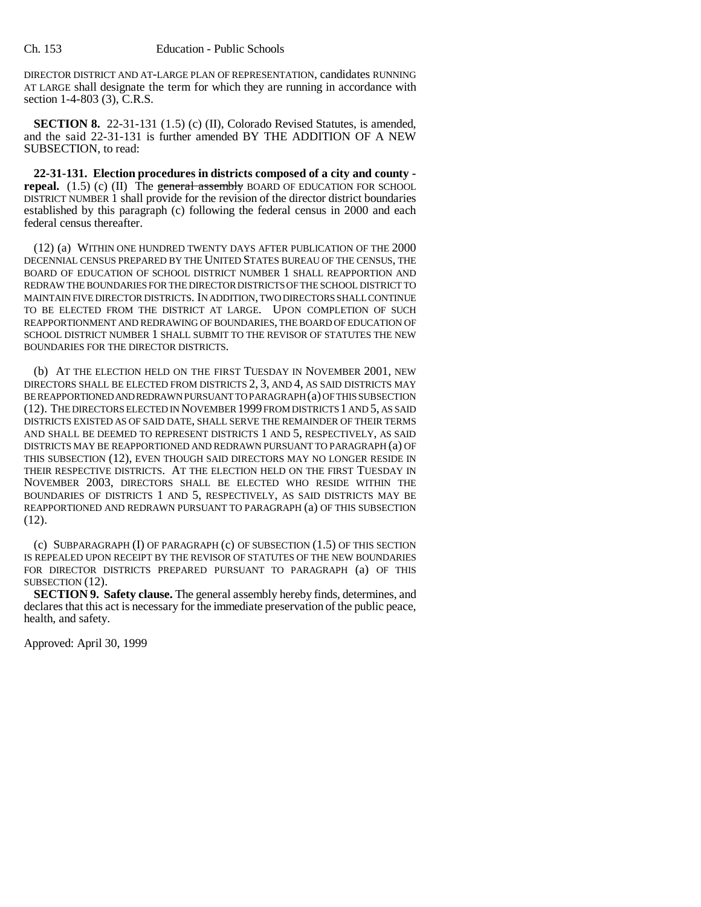DIRECTOR DISTRICT AND AT-LARGE PLAN OF REPRESENTATION, candidates RUNNING AT LARGE shall designate the term for which they are running in accordance with section 1-4-803 (3), C.R.S.

**SECTION 8.** 22-31-131 (1.5) (c) (II), Colorado Revised Statutes, is amended, and the said 22-31-131 is further amended BY THE ADDITION OF A NEW SUBSECTION, to read:

**22-31-131. Election procedures in districts composed of a city and county - repeal.** (1.5) (c) (II) The ~~general assembly~~ BOARD OF EDUCATION FOR SCHOOL DISTRICT NUMBER 1 shall provide for the revision of the director district boundaries established by this paragraph (c) following the federal census in 2000 and each federal census thereafter.

(12) (a) WITHIN ONE HUNDRED TWENTY DAYS AFTER PUBLICATION OF THE 2000 DECENNIAL CENSUS PREPARED BY THE UNITED STATES BUREAU OF THE CENSUS, THE BOARD OF EDUCATION OF SCHOOL DISTRICT NUMBER 1 SHALL REAPPORTION AND REDRAW THE BOUNDARIES FOR THE DIRECTOR DISTRICTS OF THE SCHOOL DISTRICT TO MAINTAIN FIVE DIRECTOR DISTRICTS. IN ADDITION, TWO DIRECTORS SHALL CONTINUE TO BE ELECTED FROM THE DISTRICT AT LARGE. UPON COMPLETION OF SUCH REAPPORTIONMENT AND REDRAWING OF BOUNDARIES, THE BOARD OF EDUCATION OF SCHOOL DISTRICT NUMBER 1 SHALL SUBMIT TO THE REVISOR OF STATUTES THE NEW BOUNDARIES FOR THE DIRECTOR DISTRICTS.

(b) AT THE ELECTION HELD ON THE FIRST TUESDAY IN NOVEMBER 2001, NEW DIRECTORS SHALL BE ELECTED FROM DISTRICTS 2, 3, AND 4, AS SAID DISTRICTS MAY BE REAPPORTIONED AND REDRAWN PURSUANT TO PARAGRAPH (a) OF THIS SUBSECTION (12). THE DIRECTORS ELECTED IN NOVEMBER 1999 FROM DISTRICTS 1 AND 5, AS SAID DISTRICTS EXISTED AS OF SAID DATE, SHALL SERVE THE REMAINDER OF THEIR TERMS AND SHALL BE DEEMED TO REPRESENT DISTRICTS 1 AND 5, RESPECTIVELY, AS SAID DISTRICTS MAY BE REAPPORTIONED AND REDRAWN PURSUANT TO PARAGRAPH (a) OF THIS SUBSECTION (12), EVEN THOUGH SAID DIRECTORS MAY NO LONGER RESIDE IN THEIR RESPECTIVE DISTRICTS. AT THE ELECTION HELD ON THE FIRST TUESDAY IN NOVEMBER 2003, DIRECTORS SHALL BE ELECTED WHO RESIDE WITHIN THE BOUNDARIES OF DISTRICTS 1 AND 5, RESPECTIVELY, AS SAID DISTRICTS MAY BE REAPPORTIONED AND REDRAWN PURSUANT TO PARAGRAPH (a) OF THIS SUBSECTION (12).

(c) SUBPARAGRAPH (I) OF PARAGRAPH (c) OF SUBSECTION (1.5) OF THIS SECTION IS REPEALED UPON RECEIPT BY THE REVISOR OF STATUTES OF THE NEW BOUNDARIES FOR DIRECTOR DISTRICTS PREPARED PURSUANT TO PARAGRAPH (a) OF THIS SUBSECTION (12).

**SECTION 9. Safety clause.** The general assembly hereby finds, determines, and declares that this act is necessary for the immediate preservation of the public peace, health, and safety.

Approved: April 30, 1999